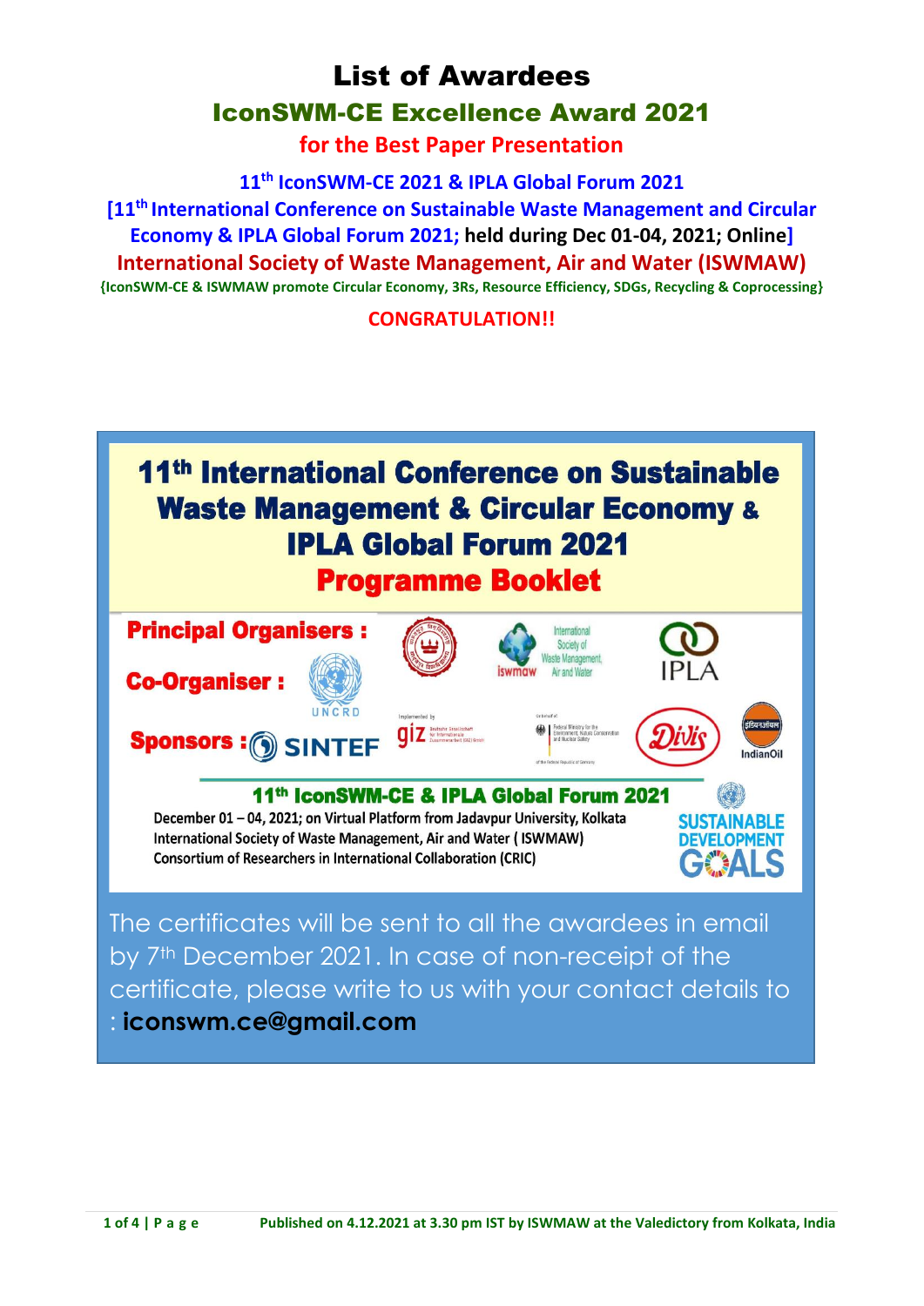# List of Awardees

## IconSWM-CE Excellence Award 2021

### for the Best Paper Presentation

**11th IconSWM-CE 2021 & IPLA Global Forum 2021**

**[11th International Conference on Sustainable Waste Management and Circular Economy & IPLA Global Forum 2021; held during Dec 01-04, 2021; Online]**

**International Society of Waste Management, Air and Water (ISWMAW)**

**{IconSWM-CE & ISWMAW promote Circular Economy, 3Rs, Resource Efficiency, SDGs, Recycling & Coprocessing}**

**CONGRATULATION!!**

## 11th International Conference on Sustainable Waste Management & Circular Economy & IPLA Global Forum 2021

## Programme Booklet

**Principal Organisers :** iswmaw – International Society of Waste Management, Air and Water; IPLA

**Co-Organiser :** UNCRD

**Sponsors :** SINTEF; giz (Deutsche Gesellschaft für Internationale Zusammenarbeit (GIZ) GmbH); Federal Ministry for the Environment, Nature Conservation and Nuclear Safety; Divis; IndianOil

**11th IconSWM-CE & IPLA Global Forum 2021**

December 01 – 04, 2021; on Virtual Platform from Jadavpur University, Kolkata
International Society of Waste Management, Air and Water ( ISWMAW)
Consortium of Researchers in International Collaboration (CRIC)

SUSTAINABLE DEVELOPMENT GOALS

The certificates will be sent to all the awardees in email by 7th December 2021. In case of non-receipt of the certificate, please write to us with your contact details to : **iconswm.ce@gmail.com**

Published on 4.12.2021 at 3.30 pm IST by ISWMAW at the Valedictory from Kolkata, India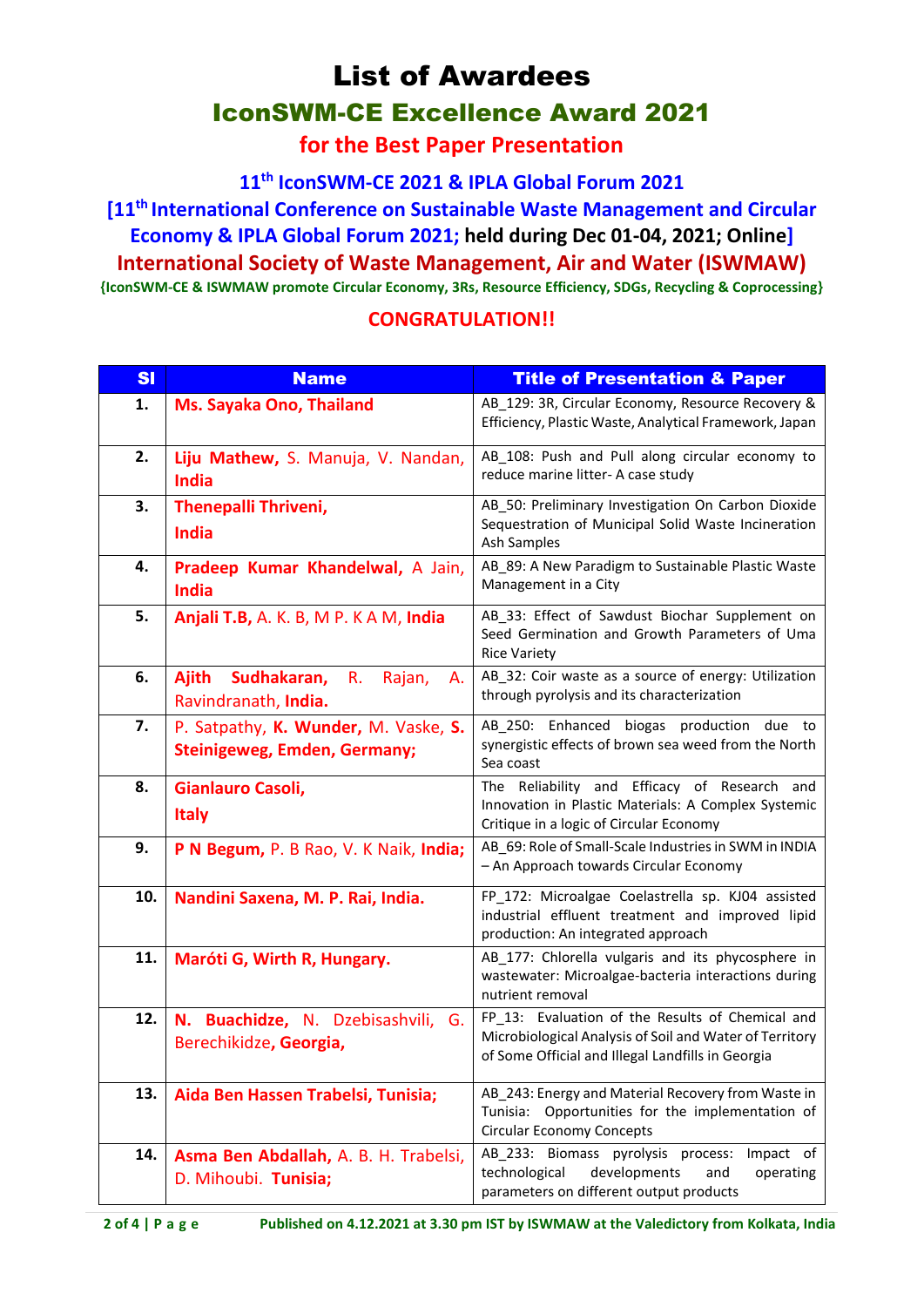# List of Awardees

## IconSWM-CE Excellence Award 2021

### for the Best Paper Presentation

**11th IconSWM-CE 2021 & IPLA Global Forum 2021**

**[11th International Conference on Sustainable Waste Management and Circular Economy & IPLA Global Forum 2021; held during Dec 01-04, 2021; Online]**

**International Society of Waste Management, Air and Water (ISWMAW)**

**{IconSWM-CE & ISWMAW promote Circular Economy, 3Rs, Resource Efficiency, SDGs, Recycling & Coprocessing}**

**CONGRATULATION!!**

| Sl | Name | Title of Presentation & Paper |
|---|---|---|
| 1. | **Ms. Sayaka Ono, Thailand** | AB_129: 3R, Circular Economy, Resource Recovery & Efficiency, Plastic Waste, Analytical Framework, Japan |
| 2. | **Liju Mathew,** S. Manuja, V. Nandan, **India** | AB_108: Push and Pull along circular economy to reduce marine litter- A case study |
| 3. | **Thenepalli Thriveni, India** | AB_50: Preliminary Investigation On Carbon Dioxide Sequestration of Municipal Solid Waste Incineration Ash Samples |
| 4. | **Pradeep Kumar Khandelwal,** A Jain, **India** | AB_89: A New Paradigm to Sustainable Plastic Waste Management in a City |
| 5. | **Anjali T.B,** A. K. B, M P. K A M, **India** | AB_33: Effect of Sawdust Biochar Supplement on Seed Germination and Growth Parameters of Uma Rice Variety |
| 6. | **Ajith Sudhakaran,** R. Rajan, A. Ravindranath, **India.** | AB_32: Coir waste as a source of energy: Utilization through pyrolysis and its characterization |
| 7. | P. Satpathy, **K. Wunder,** M. Vaske, **S. Steinigeweg, Emden, Germany;** | AB_250: Enhanced biogas production due to synergistic effects of brown sea weed from the North Sea coast |
| 8. | **Gianlauro Casoli, Italy** | The Reliability and Efficacy of Research and Innovation in Plastic Materials: A Complex Systemic Critique in a logic of Circular Economy |
| 9. | **P N Begum,** P. B Rao, V. K Naik, **India;** | AB_69: Role of Small-Scale Industries in SWM in INDIA – An Approach towards Circular Economy |
| 10. | **Nandini Saxena, M. P. Rai, India.** | FP_172: Microalgae Coelastrella sp. KJ04 assisted industrial effluent treatment and improved lipid production: An integrated approach |
| 11. | **Maróti G, Wirth R, Hungary.** | AB_177: Chlorella vulgaris and its phycosphere in wastewater: Microalgae-bacteria interactions during nutrient removal |
| 12. | **N. Buachidze,** N. Dzebisashvili, G. Berechikidze**, Georgia,** | FP_13: Evaluation of the Results of Chemical and Microbiological Analysis of Soil and Water of Territory of Some Official and Illegal Landfills in Georgia |
| 13. | **Aida Ben Hassen Trabelsi, Tunisia;** | AB_243: Energy and Material Recovery from Waste in Tunisia: Opportunities for the implementation of Circular Economy Concepts |
| 14. | **Asma Ben Abdallah,** A. B. H. Trabelsi, D. Mihoubi. **Tunisia;** | AB_233: Biomass pyrolysis process: Impact of technological developments and operating parameters on different output products |

Published on 4.12.2021 at 3.30 pm IST by ISWMAW at the Valedictory from Kolkata, India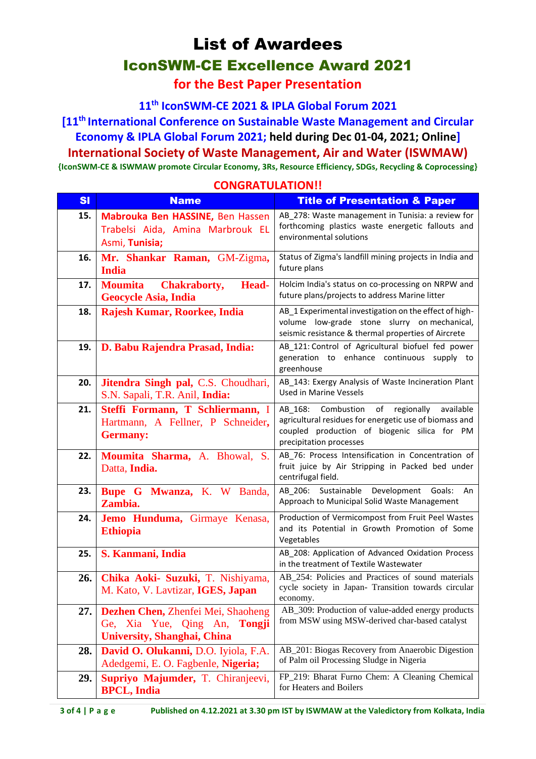# List of Awardees

## IconSWM-CE Excellence Award 2021

### for the Best Paper Presentation

**11th IconSWM-CE 2021 & IPLA Global Forum 2021**

**[11th International Conference on Sustainable Waste Management and Circular Economy & IPLA Global Forum 2021; held during Dec 01-04, 2021; Online]**

**International Society of Waste Management, Air and Water (ISWMAW)**

**{IconSWM-CE & ISWMAW promote Circular Economy, 3Rs, Resource Efficiency, SDGs, Recycling & Coprocessing}**

**CONGRATULATION!!**

| Sl | Name | Title of Presentation & Paper |
|---|---|---|
| **15.** | **Mabrouka Ben HASSINE,** Ben Hassen Trabelsi Aida, Amina Marbrouk EL Asmi, **Tunisia;** | AB_278: Waste management in Tunisia: a review for forthcoming plastics waste energetic fallouts and environmental solutions |
| **16.** | **Mr. Shankar Raman,** GM-Zigma, **India** | Status of Zigma's landfill mining projects in India and future plans |
| **17.** | **Moumita Chakraborty, Head-Geocycle Asia, India** | Holcim India's status on co-processing on NRPW and future plans/projects to address Marine litter |
| **18.** | **Rajesh Kumar, Roorkee, India** | AB_1 Experimental investigation on the effect of high-volume low-grade stone slurry on mechanical, seismic resistance & thermal properties of Aircrete |
| **19.** | **D. Babu Rajendra Prasad, India:** | AB_121: Control of Agricultural biofuel fed power generation to enhance continuous supply to greenhouse |
| **20.** | **Jitendra Singh pal,** C.S. Choudhari, S.N. Sapali, T.R. Anil, **India:** | AB_143: Exergy Analysis of Waste Incineration Plant Used in Marine Vessels |
| **21.** | **Steffi Formann, T Schliermann,** I Hartmann, A Fellner, P Schneider, **Germany:** | AB_168: Combustion of regionally available agricultural residues for energetic use of biomass and coupled production of biogenic silica for PM precipitation processes |
| **22.** | **Moumita Sharma,** A. Bhowal, S. Datta, **India.** | AB_76: Process Intensification in Concentration of fruit juice by Air Stripping in Packed bed under centrifugal field. |
| **23.** | **Bupe G Mwanza,** K. W Banda, **Zambia.** | AB_206: Sustainable Development Goals: An Approach to Municipal Solid Waste Management |
| **24.** | **Jemo Hunduma,** Girmaye Kenasa, **Ethiopia** | Production of Vermicompost from Fruit Peel Wastes and its Potential in Growth Promotion of Some Vegetables |
| **25.** | **S. Kanmani, India** | AB_208: Application of Advanced Oxidation Process in the treatment of Textile Wastewater |
| **26.** | **Chika Aoki- Suzuki,** T. Nishiyama, M. Kato, V. Lavtizar, **IGES, Japan** | AB_254: Policies and Practices of sound materials cycle society in Japan- Transition towards circular economy. |
| **27.** | **Dezhen Chen,** Zhenfei Mei, Shaoheng Ge, Xia Yue, Qing An, **Tongji University, Shanghai, China** | AB_309: Production of value-added energy products from MSW using MSW-derived char-based catalyst |
| **28.** | **David O. Olukanni,** D.O. Iyiola, F.A. Adedgemi, E. O. Fagbenle, **Nigeria;** | AB_201: Biogas Recovery from Anaerobic Digestion of Palm oil Processing Sludge in Nigeria |
| **29.** | **Supriyo Majumder,** T. Chiranjeevi, **BPCL, India** | FP_219: Bharat Furno Chem: A Cleaning Chemical for Heaters and Boilers |

Published on 4.12.2021 at 3.30 pm IST by ISWMAW at the Valedictory from Kolkata, India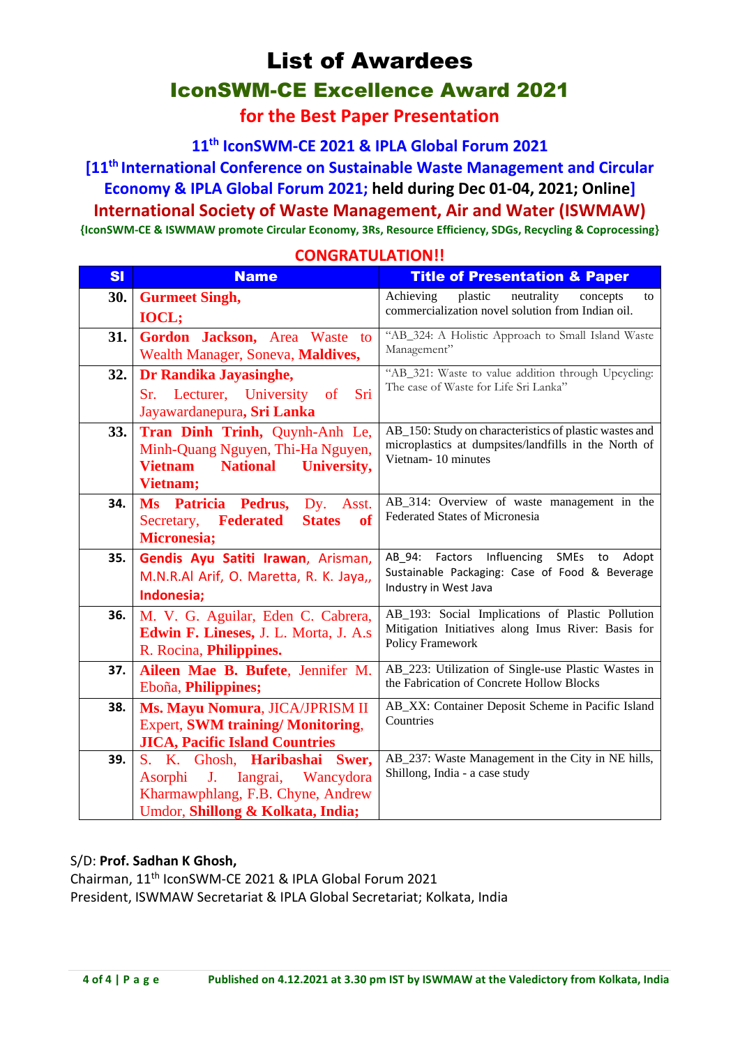# List of Awardees

## IconSWM-CE Excellence Award 2021

### for the Best Paper Presentation

**11th IconSWM-CE 2021 & IPLA Global Forum 2021**

**[11th International Conference on Sustainable Waste Management and Circular Economy & IPLA Global Forum 2021; held during Dec 01-04, 2021; Online]**

**International Society of Waste Management, Air and Water (ISWMAW)**

**{IconSWM-CE & ISWMAW promote Circular Economy, 3Rs, Resource Efficiency, SDGs, Recycling & Coprocessing}**

**CONGRATULATION!!**

| Sl | Name | Title of Presentation & Paper |
|---|---|---|
| **30.** | **Gurmeet Singh, IOCL;** | Achieving plastic neutrality concepts to commercialization novel solution from Indian oil. |
| **31.** | **Gordon Jackson,** Area Waste to Wealth Manager, Soneva, **Maldives,** | "AB_324: A Holistic Approach to Small Island Waste Management" |
| **32.** | **Dr Randika Jayasinghe,** Sr. Lecturer, University of Sri Jayawardanepura**, Sri Lanka** | "AB_321: Waste to value addition through Upcycling: The case of Waste for Life Sri Lanka" |
| **33.** | **Tran Dinh Trinh,** Quynh-Anh Le, Minh-Quang Nguyen, Thi-Ha Nguyen, **Vietnam National University, Vietnam;** | AB_150: Study on characteristics of plastic wastes and microplastics at dumpsites/landfills in the North of Vietnam- 10 minutes |
| **34.** | **Ms Patricia Pedrus,** Dy. Asst. Secretary, **Federated States of Micronesia;** | AB_314: Overview of waste management in the Federated States of Micronesia |
| **35.** | **Gendis Ayu Satiti Irawan**, Arisman, M.N.R.Al Arif, O. Maretta, R. K. Jaya,, **Indonesia;** | AB_94: Factors Influencing SMEs to Adopt Sustainable Packaging: Case of Food & Beverage Industry in West Java |
| **36.** | M. V. G. Aguilar, Eden C. Cabrera, **Edwin F. Lineses,** J. L. Morta, J. A.s R. Rocina, **Philippines.** | AB_193: Social Implications of Plastic Pollution Mitigation Initiatives along Imus River: Basis for Policy Framework |
| **37.** | **Aileen Mae B. Bufete**, Jennifer M. Eboña, **Philippines;** | AB_223: Utilization of Single-use Plastic Wastes in the Fabrication of Concrete Hollow Blocks |
| **38.** | **Ms. Mayu Nomura**, JICA/JPRISM II Expert, **SWM training/ Monitoring, JICA, Pacific Island Countries** | AB_XX: Container Deposit Scheme in Pacific Island Countries |
| **39.** | S. K. Ghosh, **Haribashai Swer,** Asorphi J. Iangrai, Wancydora Kharmawphlang, F.B. Chyne, Andrew Umdor, **Shillong & Kolkata, India;** | AB_237: Waste Management in the City in NE hills, Shillong, India - a case study |

S/D: **Prof. Sadhan K Ghosh,**
Chairman, 11th IconSWM-CE 2021 & IPLA Global Forum 2021
President, ISWMAW Secretariat & IPLA Global Secretariat; Kolkata, India

**Published on 4.12.2021 at 3.30 pm IST by ISWMAW at the Valedictory from Kolkata, India**